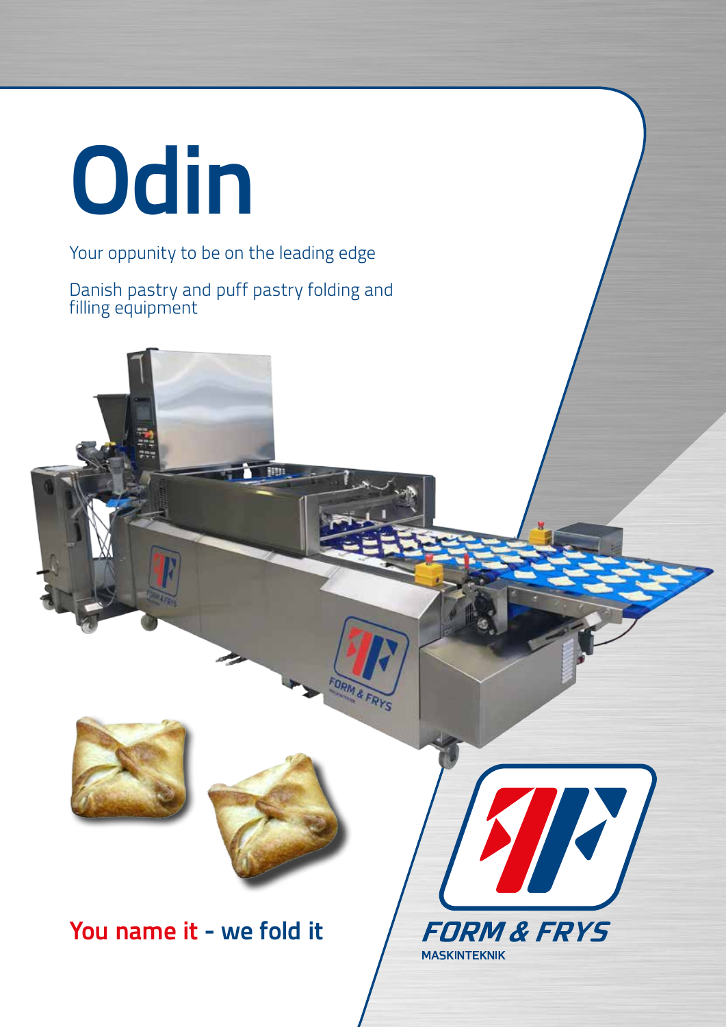# Odin

Your oppunity to be on the leading edge

Danish pastry and puff pastry folding and filling equipment

**You name it - we fold it**

FORM & FRYS
MASKINTEKNIK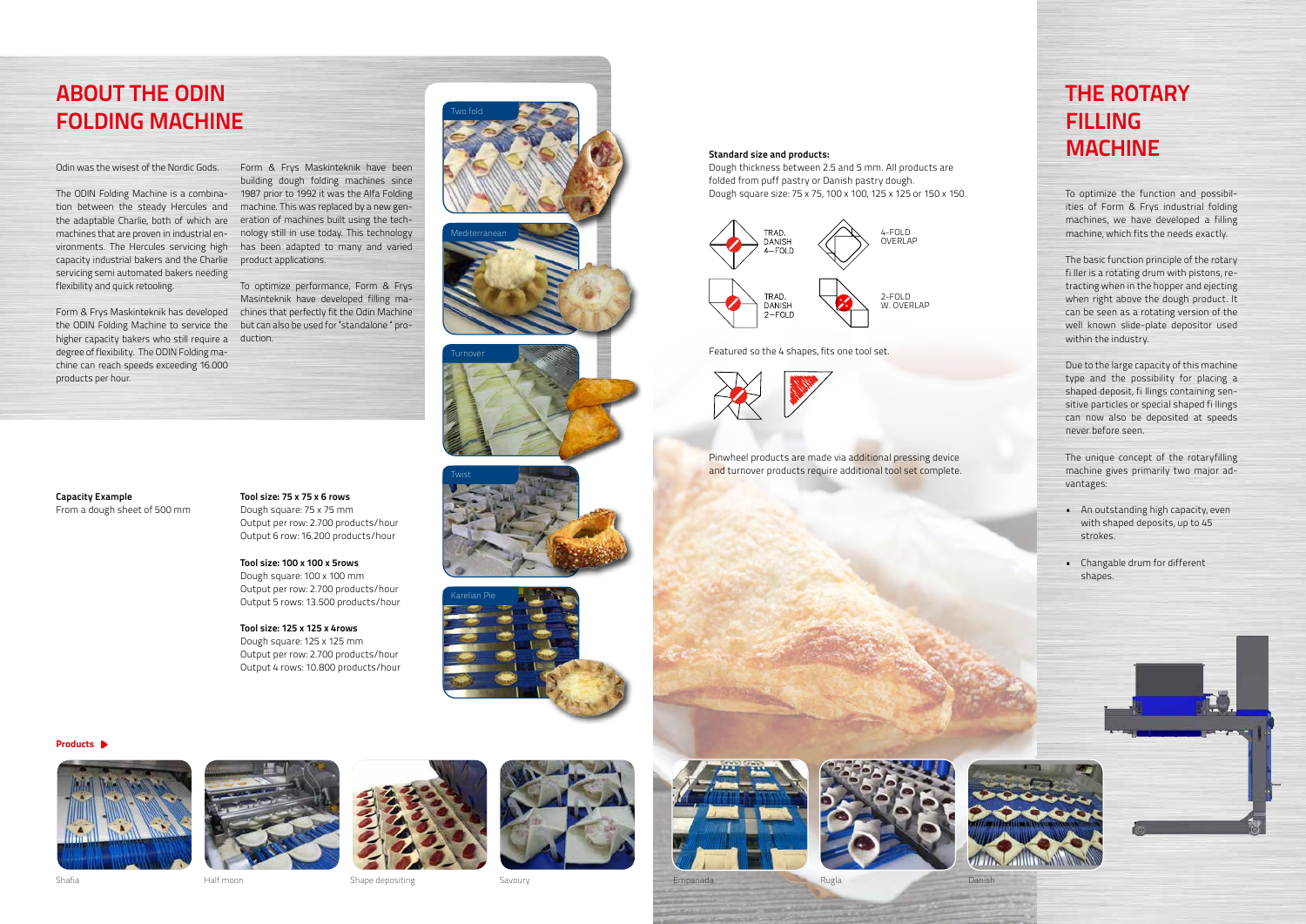# ABOUT THE ODIN FOLDING MACHINE

Odin was the wisest of the Nordic Gods.

The ODIN Folding Machine is a combination between the steady Hercules and the adaptable Charlie, both of which are machines that are proven in industrial environments. The Hercules servicing high capacity industrial bakers and the Charlie servicing semi automated bakers needing flexibility and quick retooling.

Form & Frys Maskinteknik has developed the ODIN Folding Machine to service the higher capacity bakers who still require a degree of flexibility. The ODIN Folding machine can reach speeds exceeding 16.000 products per hour.

Form & Frys Maskinteknik have been building dough folding machines since 1987 prior to 1992 it was the Alfa Folding machine. This was replaced by a new generation of machines built using the technology still in use today. This technology has been adapted to many and varied product applications.

To optimize performance, Form & Frys Masinteknik have developed filling machines that perfectly fit the Odin Machine but can also be used for 'standalone' production.

Two fold

Mediterranean

Turnover

Twist

Karelian Pie

**Capacity Example**
From a dough sheet of 500 mm

**Tool size: 75 x 75 x 6 rows**
Dough square: 75 x 75 mm
Output per row: 2.700 products/hour
Output 6 row: 16.200 products/hour

**Tool size: 100 x 100 x 5rows**
Dough square: 100 x 100 mm
Output per row: 2.700 products/hour
Output 5 rows: 13.500 products/hour

**Tool size: 125 x 125 x 4rows**
Dough square: 125 x 125 mm
Output per row: 2.700 products/hour
Output 4 rows: 10.800 products/hour

**Standard size and products:**
Dough thickness between 2.5 and 5 mm. All products are folded from puff pastry or Danish pastry dough.
Dough square size: 75 x 75, 100 x 100, 125 x 125 or 150 x 150.

TRAD. DANISH 4–FOLD

4-FOLD OVERLAP

TRAD. DANISH 2–FOLD

2-FOLD W. OVERLAP

Featured so the 4 shapes, fits one tool set.

Pinwheel products are made via additional pressing device and turnover products require additional tool set complete.

**Products**

Shafia

Half moon

Shape depositing

Savoury

Empanada

Rugla

Danish

# THE ROTARY FILLING MACHINE

To optimize the function and possibilities of Form & Frys industrial folding machines, we have developed a filling machine, which fits the needs exactly.

The basic function principle of the rotary filler is a rotating drum with pistons, retracting when in the hopper and ejecting when right above the dough product. It can be seen as a rotating version of the well known slide-plate depositor used within the industry.

Due to the large capacity of this machine type and the possibility for placing a shaped deposit, fillings containing sensitive particles or special shaped fillings can now also be deposited at speeds never before seen.

The unique concept of the rotaryfilling machine gives primarily two major advantages:

- An outstanding high capacity, even with shaped deposits, up to 45 strokes.
- Changable drum for different shapes.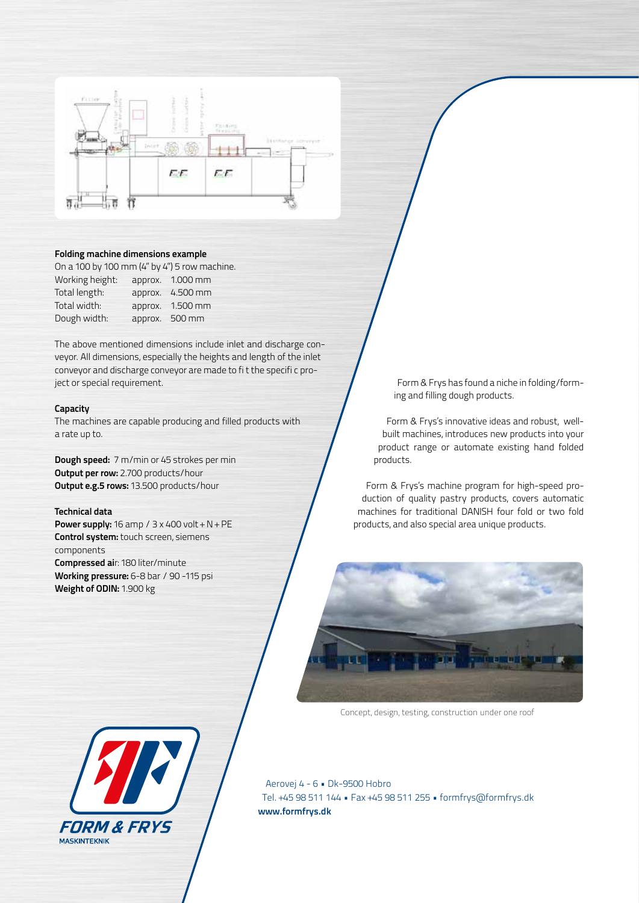### Folding machine dimensions example

On a 100 by 100 mm (4" by 4") 5 row machine.

| | | |
|---|---|---|
| Working height: | approx. | 1.000 mm |
| Total length: | approx. | 4.500 mm |
| Total width: | approx. | 1.500 mm |
| Dough width: | approx. | 500 mm |

The above mentioned dimensions include inlet and discharge conveyor. All dimensions, especially the heights and length of the inlet conveyor and discharge conveyor are made to fi t the specifi c project or special requirement.

### Capacity

The machines are capable producing and filled products with a rate up to.

**Dough speed:** 7 m/min or 45 strokes per min
**Output per row:** 2.700 products/hour
**Output e.g.5 rows:** 13.500 products/hour

### Technical data

**Power supply:** 16 amp / 3 x 400 volt + N + PE
**Control system:** touch screen, siemens components
**Compressed ai**r: 180 liter/minute
**Working pressure:** 6-8 bar / 90 -115 psi
**Weight of ODIN:** 1.900 kg

Form & Frys has found a niche in folding/forming and filling dough products.

Form & Frys's innovative ideas and robust, well-built machines, introduces new products into your product range or automate existing hand folded products.

Form & Frys's machine program for high-speed production of quality pastry products, covers automatic machines for traditional DANISH four fold or two fold products, and also special area unique products.

Concept, design, testing, construction under one roof

FORM & FRYS
MASKINTEKNIK

Aerovej 4 - 6 • Dk-9500 Hobro
Tel. +45 98 511 144 • Fax +45 98 511 255 • formfrys@formfrys.dk
**www.formfrys.dk**